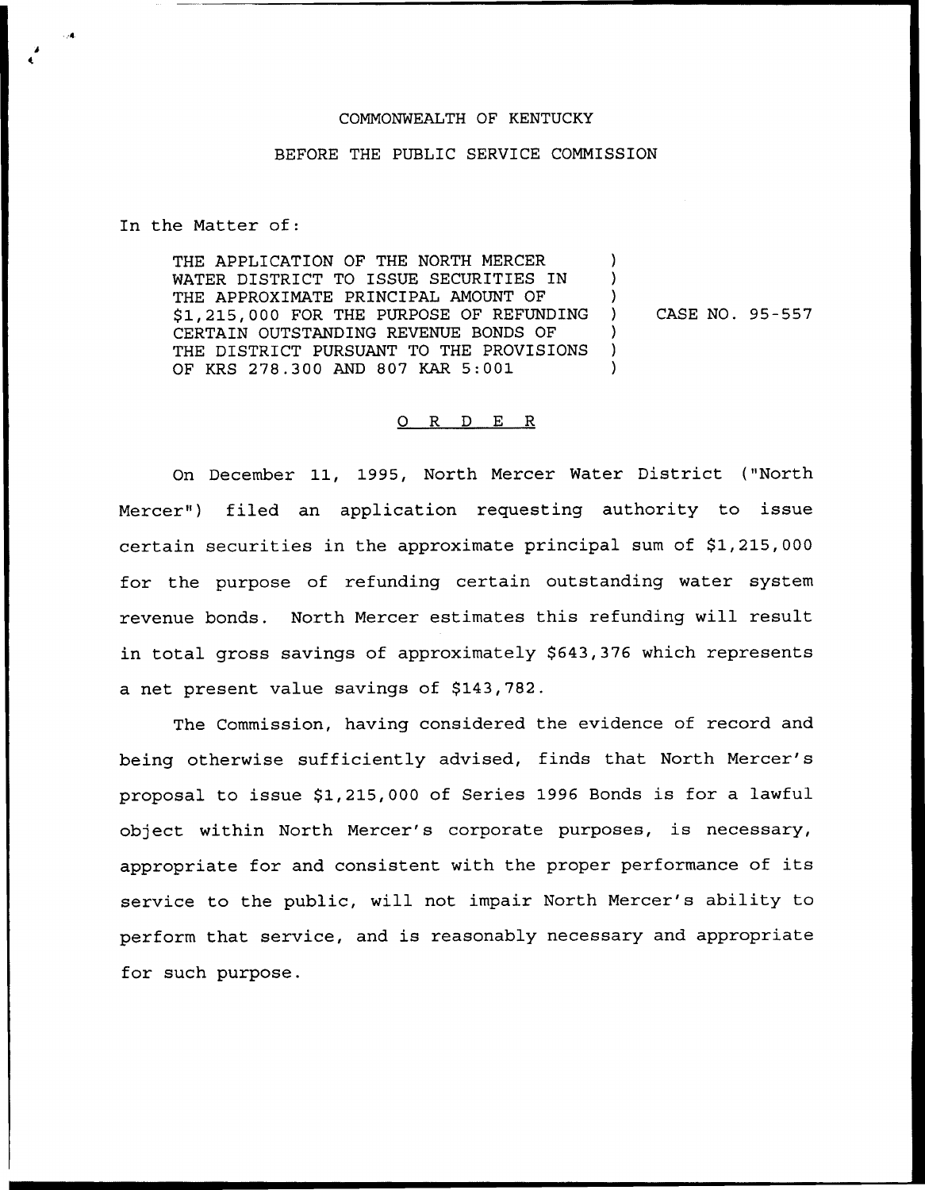COMMONWEALTH OF KENTUCKY

BEFORE THE PUBLIC SERVICE COMMISSION

In the Matter of:

THE APPLICATION OF THE NORTH MERCER WATER DISTRICT TO ISSUE SECURITIES IN THE APPROXIMATE PRINCIPAL AMOUNT OF $1,215,000 FOR THE PURPOSE OF REFUNDING CERTAIN OUTSTANDING REVENUE BONDS OF THE DISTRICT PURSUANT TO THE PROVISIONS OF KRS 278.300 AND 807 KAR 5:001 ) CASE NO. 95-557

## O R D E R

On December 11, 1995, North Mercer Water District ("North Mercer") filed an application requesting authority to issue certain securities in the approximate principal sum of $1,215,000 for the purpose of refunding certain outstanding water system revenue bonds. North Mercer estimates this refunding will result in total gross savings of approximately $643,376 which represents a net present value savings of $143,782.

The Commission, having considered the evidence of record and being otherwise sufficiently advised, finds that North Mercer's proposal to issue $1,215,000 of Series 1996 Bonds is for a lawful object within North Mercer's corporate purposes, is necessary, appropriate for and consistent with the proper performance of its service to the public, will not impair North Mercer's ability to perform that service, and is reasonably necessary and appropriate for such purpose.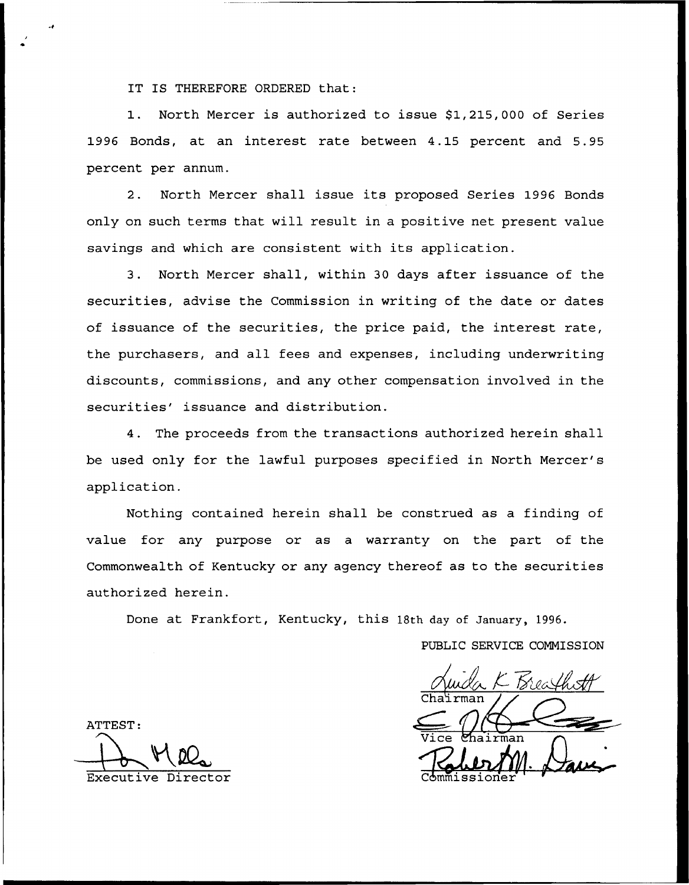IT IS THEREFORE ORDERED that:

1. North Mercer is authorized to issue $1,215,000 of Series 1996 Bonds, at an interest rate between 4.15 percent and 5.95 percent per annum.

2. North Mercer shall issue its proposed Series 1996 Bonds only on such terms that will result in a positive net present value savings and which are consistent with its application.

3. North Mercer shall, within 30 days after issuance of the securities, advise the Commission in writing of the date or dates of issuance of the securities, the price paid, the interest rate, the purchasers, and all fees and expenses, including underwriting discounts, commissions, and any other compensation involved in the securities' issuance and distribution.

4. The proceeds from the transactions authorized herein shall be used only for the lawful purposes specified in North Mercer's application.

Nothing contained herein shall be construed as a finding of value for any purpose or as a warranty on the part of the Commonwealth of Kentucky or any agency thereof as to the securities authorized herein.

Done at Frankfort, Kentucky, this 18th day of January, 1996.

PUBLIC SERVICE COMMISSION

Chairman

Vice Chairman

Commissioner

ATTEST:

Executive Director